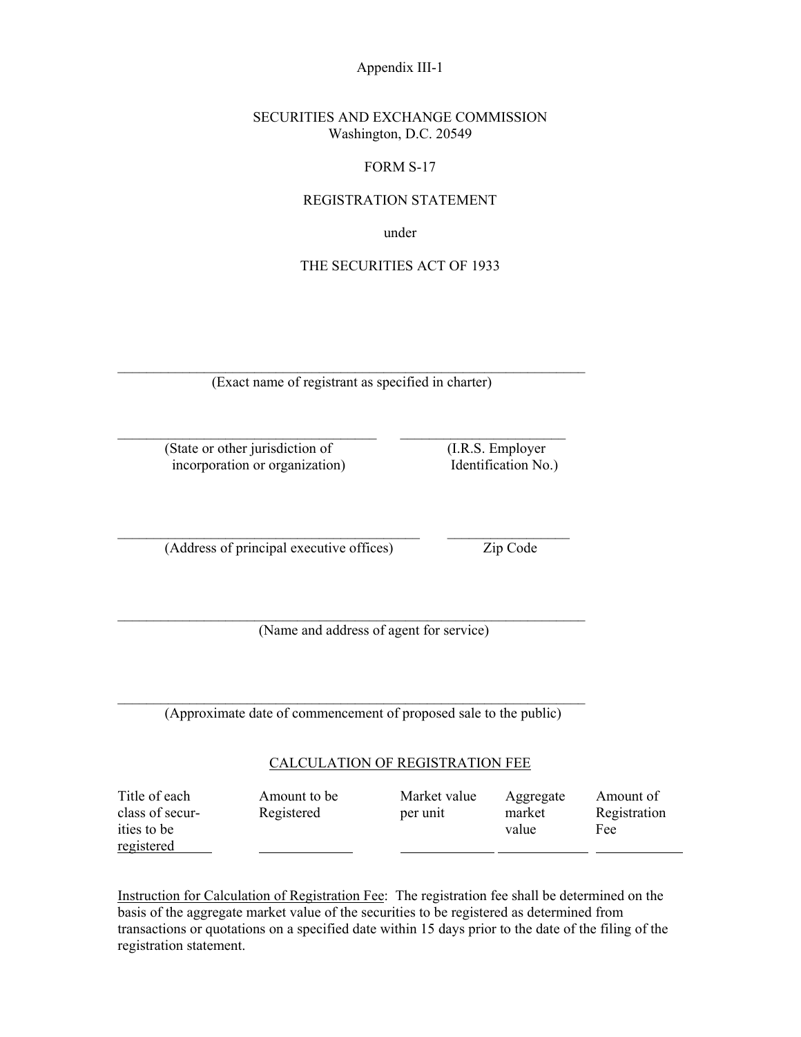Appendix III-1

SECURITIES AND EXCHANGE COMMISSION
Washington, D.C. 20549

FORM S-17

REGISTRATION STATEMENT

under

THE SECURITIES ACT OF 1933

______________________________________________________________
(Exact name of registrant as specified in charter)

__________________________________ ______________________
(State or other jurisdiction of incorporation or organization) (I.R.S. Employer Identification No.)

________________________________________ ________________
(Address of principal executive offices) Zip Code

______________________________________________________________
(Name and address of agent for service)

______________________________________________________________
(Approximate date of commencement of proposed sale to the public)

CALCULATION OF REGISTRATION FEE

| Title of each class of securities to be registered | Amount to be Registered | Market value per unit | Aggregate market value | Amount of Registration Fee |
|---|---|---|---|---|
| | | | | |

Instruction for Calculation of Registration Fee: The registration fee shall be determined on the basis of the aggregate market value of the securities to be registered as determined from transactions or quotations on a specified date within 15 days prior to the date of the filing of the registration statement.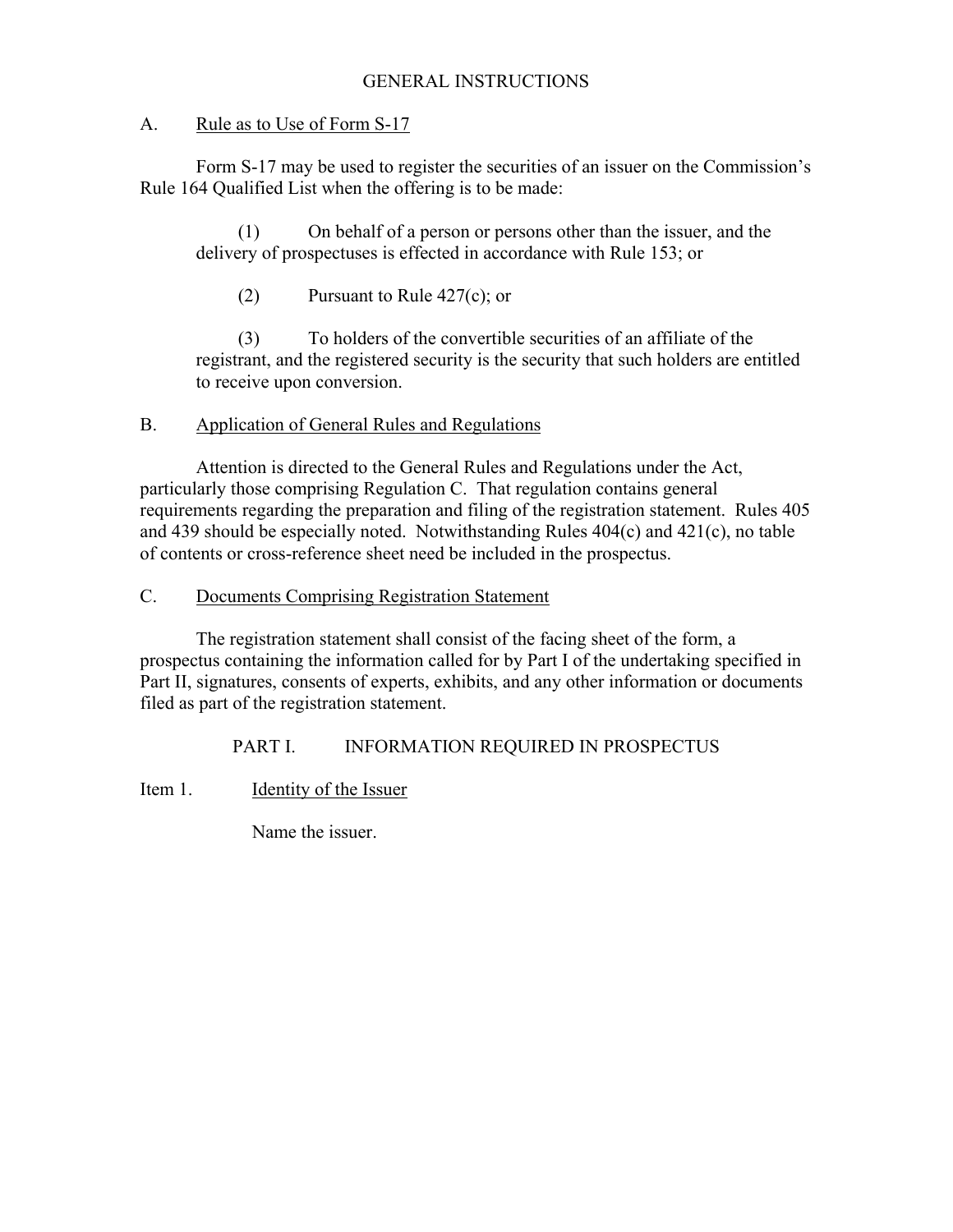# GENERAL INSTRUCTIONS

## A. Rule as to Use of Form S-17

Form S-17 may be used to register the securities of an issuer on the Commission's Rule 164 Qualified List when the offering is to be made:

(1) On behalf of a person or persons other than the issuer, and the delivery of prospectuses is effected in accordance with Rule 153; or

(2) Pursuant to Rule 427(c); or

(3) To holders of the convertible securities of an affiliate of the registrant, and the registered security is the security that such holders are entitled to receive upon conversion.

## B. Application of General Rules and Regulations

Attention is directed to the General Rules and Regulations under the Act, particularly those comprising Regulation C. That regulation contains general requirements regarding the preparation and filing of the registration statement. Rules 405 and 439 should be especially noted. Notwithstanding Rules 404(c) and 421(c), no table of contents or cross-reference sheet need be included in the prospectus.

## C. Documents Comprising Registration Statement

The registration statement shall consist of the facing sheet of the form, a prospectus containing the information called for by Part I of the undertaking specified in Part II, signatures, consents of experts, exhibits, and any other information or documents filed as part of the registration statement.

# PART I. INFORMATION REQUIRED IN PROSPECTUS

## Item 1. Identity of the Issuer

Name the issuer.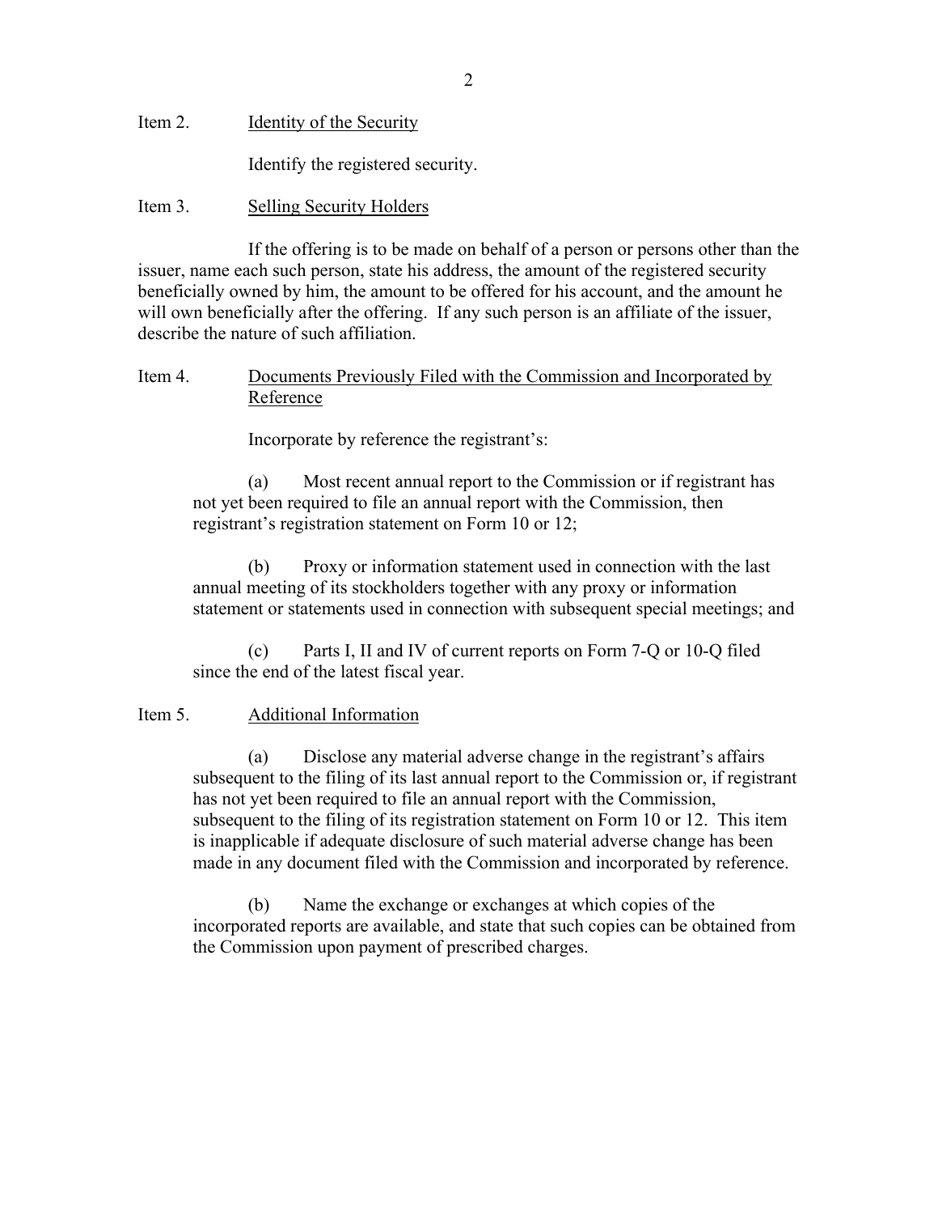Item 2. Identity of the Security

Identify the registered security.

Item 3. Selling Security Holders

If the offering is to be made on behalf of a person or persons other than the issuer, name each such person, state his address, the amount of the registered security beneficially owned by him, the amount to be offered for his account, and the amount he will own beneficially after the offering. If any such person is an affiliate of the issuer, describe the nature of such affiliation.

Item 4. Documents Previously Filed with the Commission and Incorporated by Reference

Incorporate by reference the registrant's:

(a) Most recent annual report to the Commission or if registrant has not yet been required to file an annual report with the Commission, then registrant's registration statement on Form 10 or 12;

(b) Proxy or information statement used in connection with the last annual meeting of its stockholders together with any proxy or information statement or statements used in connection with subsequent special meetings; and

(c) Parts I, II and IV of current reports on Form 7-Q or 10-Q filed since the end of the latest fiscal year.

Item 5. Additional Information

(a) Disclose any material adverse change in the registrant's affairs subsequent to the filing of its last annual report to the Commission or, if registrant has not yet been required to file an annual report with the Commission, subsequent to the filing of its registration statement on Form 10 or 12. This item is inapplicable if adequate disclosure of such material adverse change has been made in any document filed with the Commission and incorporated by reference.

(b) Name the exchange or exchanges at which copies of the incorporated reports are available, and state that such copies can be obtained from the Commission upon payment of prescribed charges.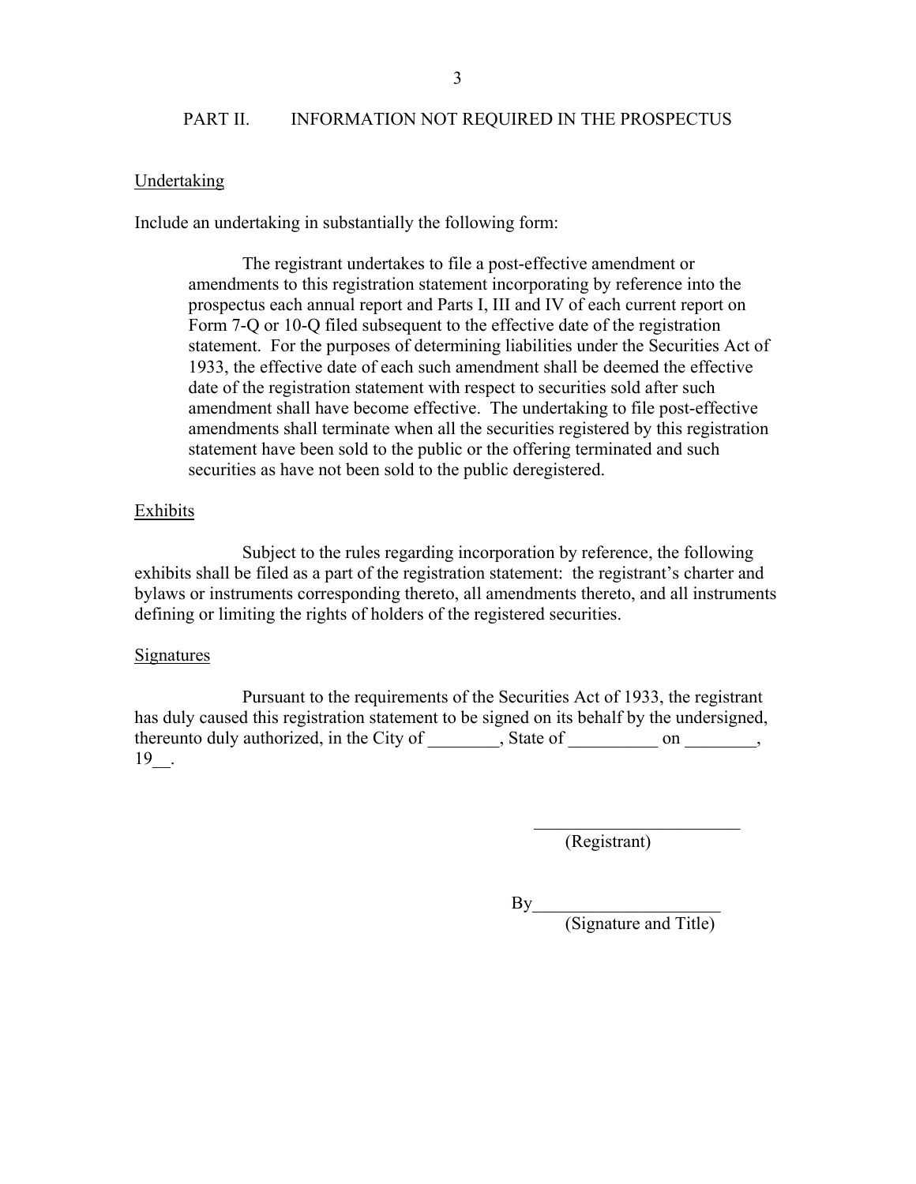## PART II. INFORMATION NOT REQUIRED IN THE PROSPECTUS

Undertaking

Include an undertaking in substantially the following form:

> The registrant undertakes to file a post-effective amendment or amendments to this registration statement incorporating by reference into the prospectus each annual report and Parts I, III and IV of each current report on Form 7-Q or 10-Q filed subsequent to the effective date of the registration statement. For the purposes of determining liabilities under the Securities Act of 1933, the effective date of each such amendment shall be deemed the effective date of the registration statement with respect to securities sold after such amendment shall have become effective. The undertaking to file post-effective amendments shall terminate when all the securities registered by this registration statement have been sold to the public or the offering terminated and such securities as have not been sold to the public deregistered.

Exhibits

Subject to the rules regarding incorporation by reference, the following exhibits shall be filed as a part of the registration statement: the registrant's charter and bylaws or instruments corresponding thereto, all amendments thereto, and all instruments defining or limiting the rights of holders of the registered securities.

Signatures

Pursuant to the requirements of the Securities Act of 1933, the registrant has duly caused this registration statement to be signed on its behalf by the undersigned, thereunto duly authorized, in the City of ________, State of __________ on ________, 19__.

________________________
(Registrant)

By____________________
(Signature and Title)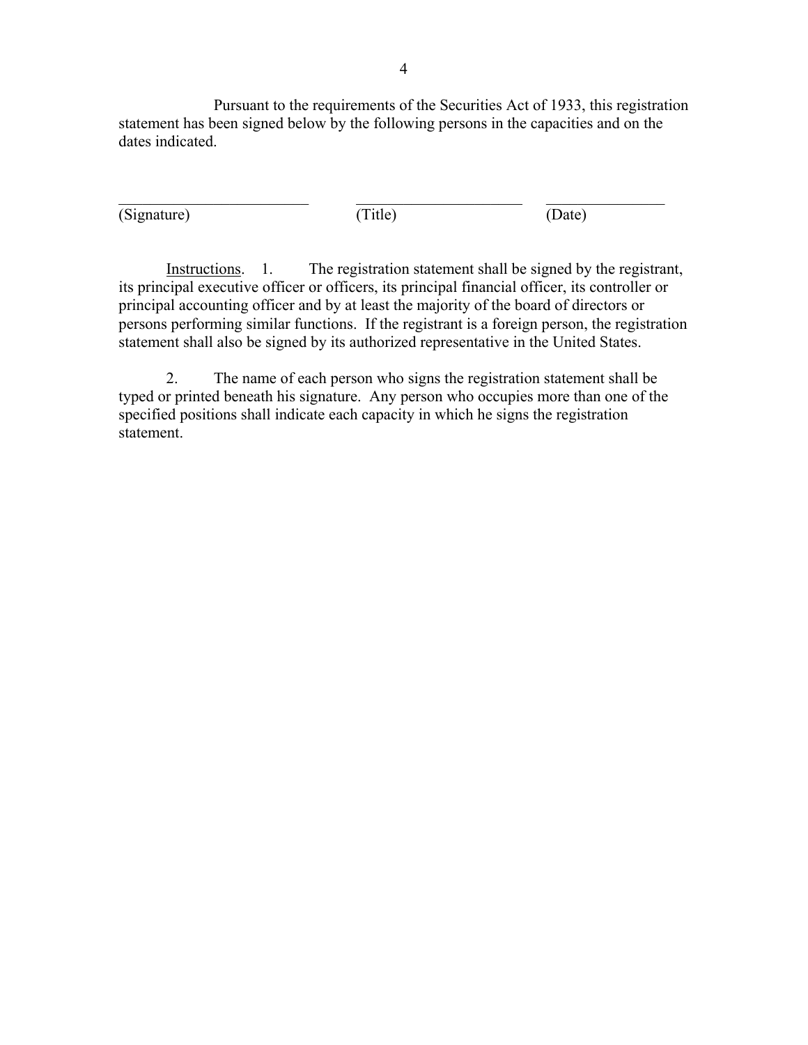Pursuant to the requirements of the Securities Act of 1933, this registration statement has been signed below by the following persons in the capacities and on the dates indicated.

| | | |
|---|---|---|
| _________________________ | _____________________ | _______________ |
| (Signature) | (Title) | (Date) |

Instructions. 1. The registration statement shall be signed by the registrant, its principal executive officer or officers, its principal financial officer, its controller or principal accounting officer and by at least the majority of the board of directors or persons performing similar functions. If the registrant is a foreign person, the registration statement shall also be signed by its authorized representative in the United States.

2. The name of each person who signs the registration statement shall be typed or printed beneath his signature. Any person who occupies more than one of the specified positions shall indicate each capacity in which he signs the registration statement.